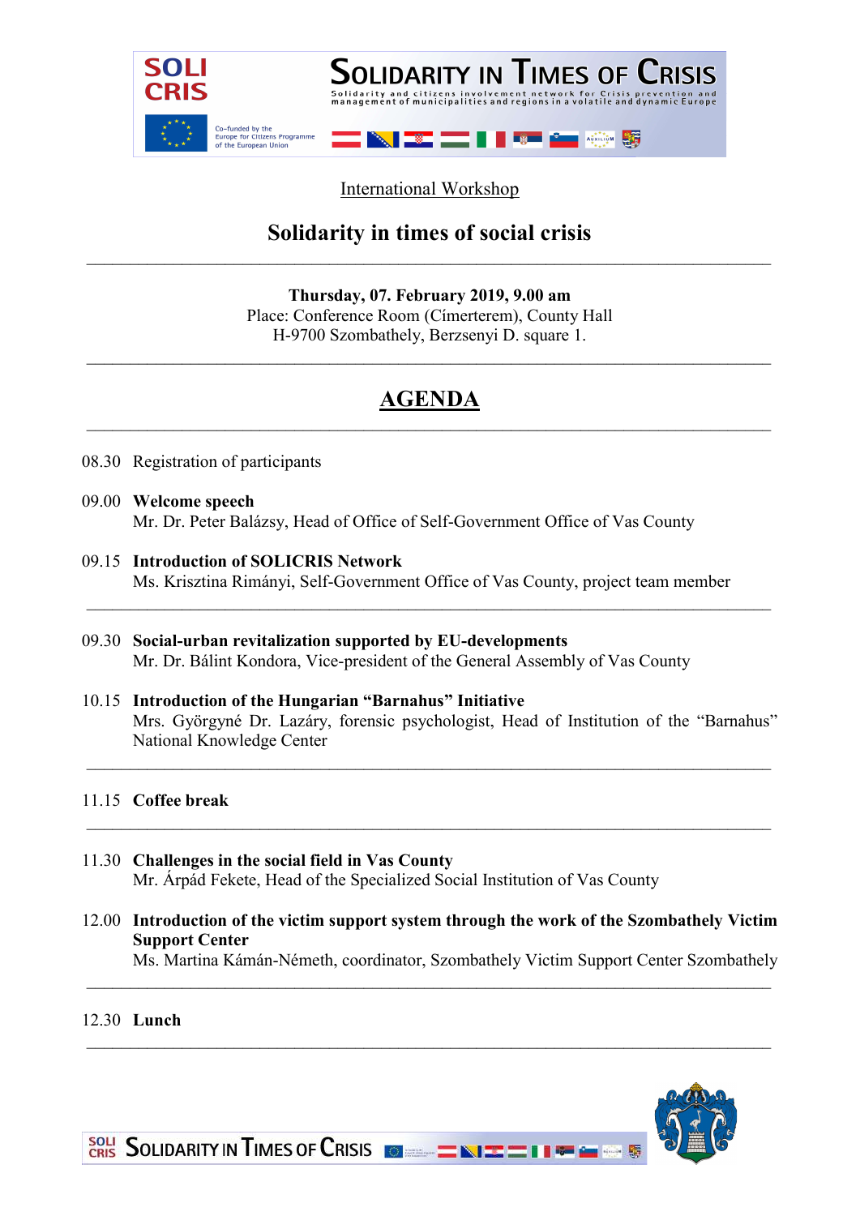International Workshop

# Solidarity in times of social crisis

---

**Thursday, 07. February 2019, 9.00 am**
Place: Conference Room (Címerterem), County Hall
H-9700 Szombathely, Berzsenyi D. square 1.

---

## AGENDA

---

08.30 Registration of participants

09.00 **Welcome speech**
Mr. Dr. Peter Balázsy, Head of Office of Self-Government Office of Vas County

09.15 **Introduction of SOLICRIS Network**
Ms. Krisztina Rimányi, Self-Government Office of Vas County, project team member

---

09.30 **Social-urban revitalization supported by EU-developments**
Mr. Dr. Bálint Kondora, Vice-president of the General Assembly of Vas County

10.15 **Introduction of the Hungarian “Barnahus” Initiative**
Mrs. Györgyné Dr. Lazáry, forensic psychologist, Head of Institution of the “Barnahus” National Knowledge Center

---

11.15 **Coffee break**

---

11.30 **Challenges in the social field in Vas County**
Mr. Árpád Fekete, Head of the Specialized Social Institution of Vas County

12.00 **Introduction of the victim support system through the work of the Szombathely Victim Support Center**
Ms. Martina Kámán-Németh, coordinator, Szombathely Victim Support Center Szombathely

---

12.30 **Lunch**

---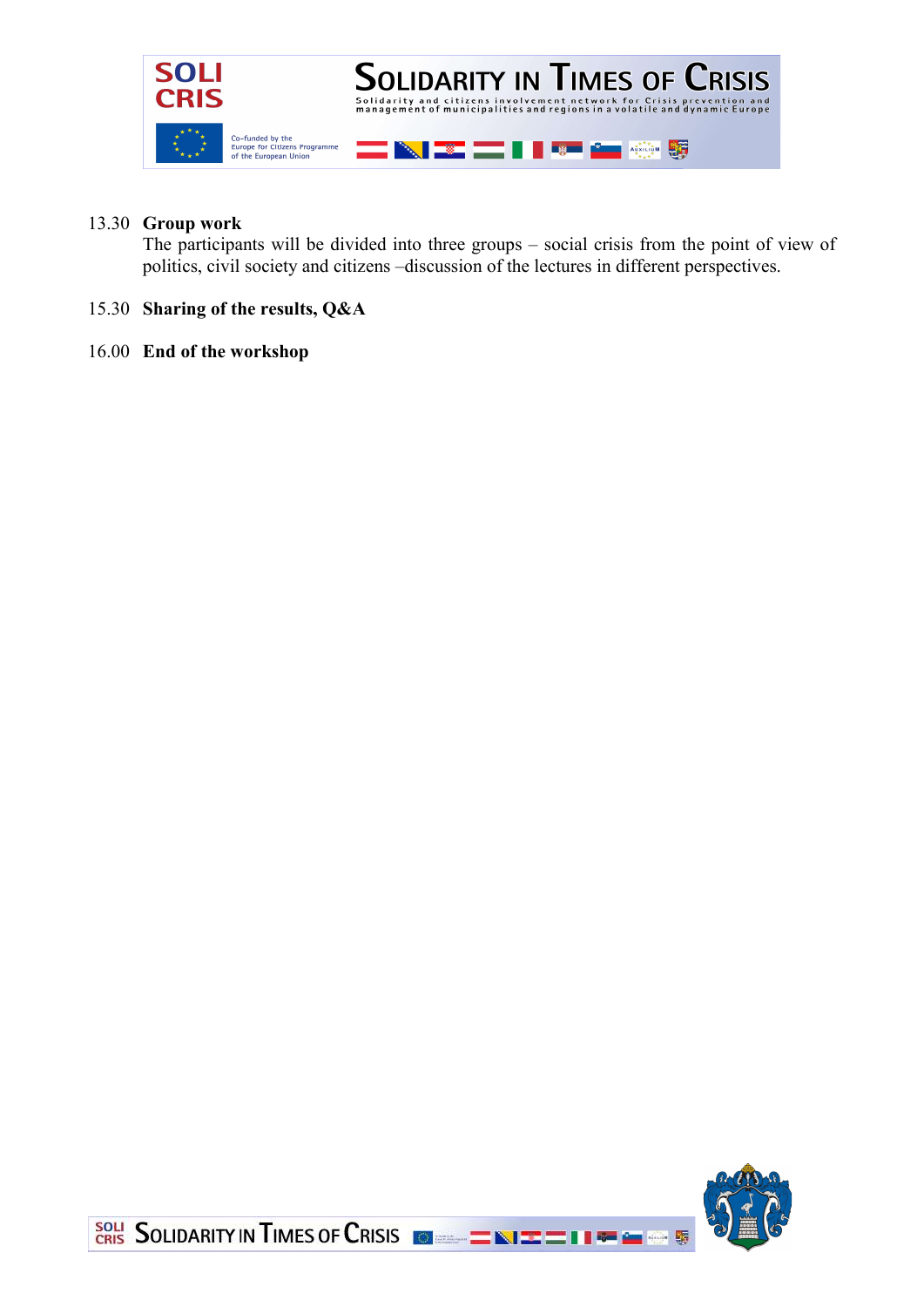13.30 **Group work**
The participants will be divided into three groups – social crisis from the point of view of politics, civil society and citizens –discussion of the lectures in different perspectives.

15.30 **Sharing of the results, Q&A**

16.00 **End of the workshop**